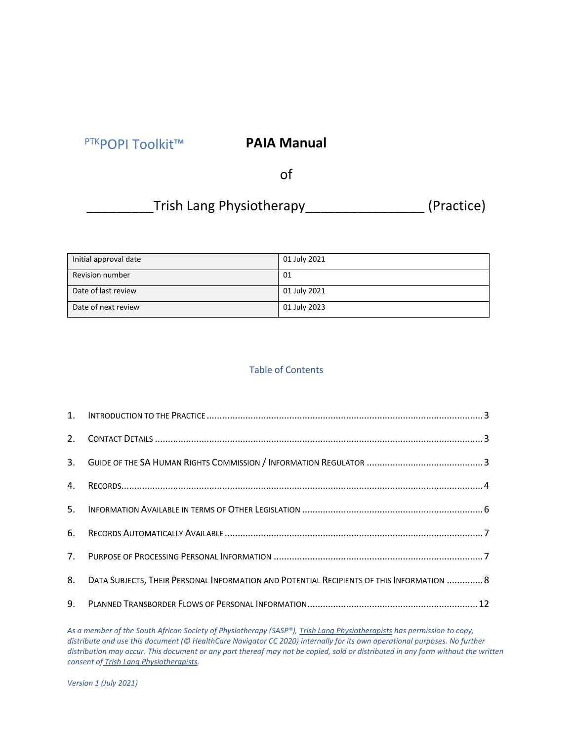PTKPOPI Toolkit™

# PAIA Manual

of

_________Trish Lang Physiotherapy________________ (Practice)

| Initial approval date | 01 July 2021 |
|---|---|
| Revision number | 01 |
| Date of last review | 01 July 2021 |
| Date of next review | 01 July 2023 |

## Table of Contents

1. Introduction to the Practice ........................................ 3
2. Contact Details ........................................ 3
3. Guide of the SA Human Rights Commission / Information Regulator ........................................ 3
4. Records ........................................ 4
5. Information Available in terms of Other Legislation ........................................ 6
6. Records Automatically Available ........................................ 7
7. Purpose of Processing Personal Information ........................................ 7
8. Data Subjects, their Personal Information and Potential Recipients of this Information ........................................ 8
9. Planned Transborder Flows of Personal Information ........................................ 12

*As a member of the South African Society of Physiotherapy (SASP®), Trish Lang Physiotherapists has permission to copy, distribute and use this document (© HealthCare Navigator CC 2020) internally for its own operational purposes. No further distribution may occur. This document or any part thereof may not be copied, sold or distributed in any form without the written consent of Trish Lang Physiotherapists.*

*Version 1 (July 2021)*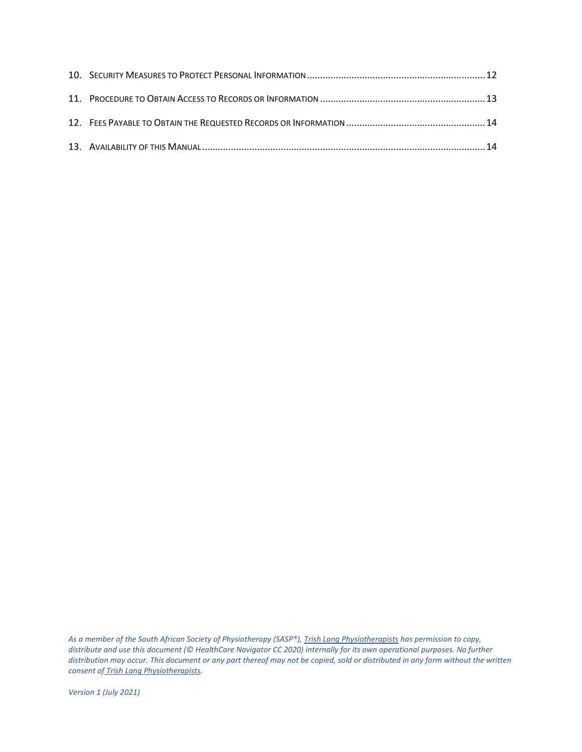10. SECURITY MEASURES TO PROTECT PERSONAL INFORMATION .................................................................... 12

11. PROCEDURE TO OBTAIN ACCESS TO RECORDS OR INFORMATION .............................................................. 13

12. FEES PAYABLE TO OBTAIN THE REQUESTED RECORDS OR INFORMATION .................................................... 14

13. AVAILABILITY OF THIS MANUAL ........................................................................................................... 14

*As a member of the South African Society of Physiotherapy (SASP®), Trish Lang Physiotherapists has permission to copy, distribute and use this document (© HealthCare Navigator CC 2020) internally for its own operational purposes. No further distribution may occur. This document or any part thereof may not be copied, sold or distributed in any form without the written consent of Trish Lang Physiotherapists.*

*Version 1 (July 2021)*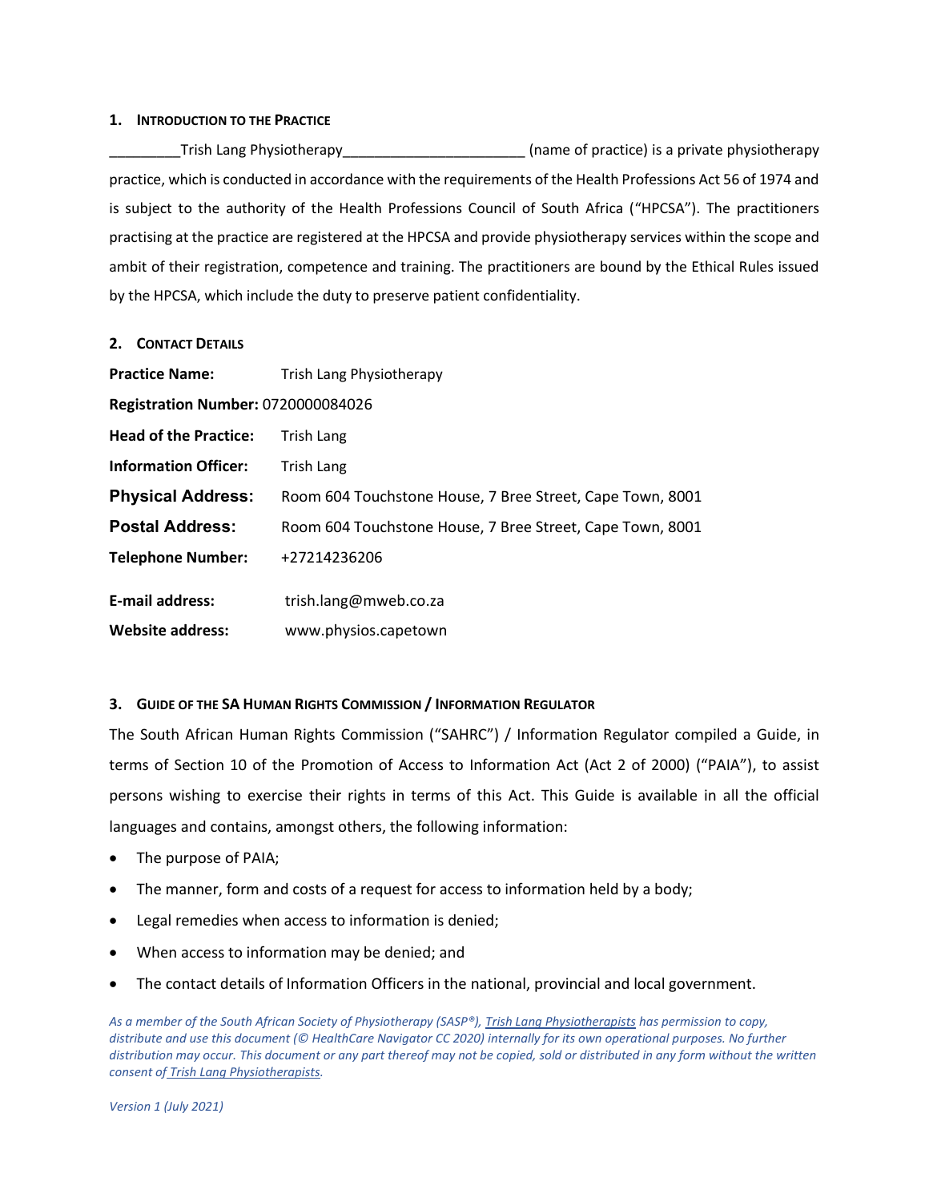## 1. Introduction to the Practice

_________Trish Lang Physiotherapy______________________ (name of practice) is a private physiotherapy practice, which is conducted in accordance with the requirements of the Health Professions Act 56 of 1974 and is subject to the authority of the Health Professions Council of South Africa ("HPCSA"). The practitioners practising at the practice are registered at the HPCSA and provide physiotherapy services within the scope and ambit of their registration, competence and training. The practitioners are bound by the Ethical Rules issued by the HPCSA, which include the duty to preserve patient confidentiality.

## 2. Contact Details

**Practice Name:** Trish Lang Physiotherapy

**Registration Number:** 0720000084026

**Head of the Practice:** Trish Lang

**Information Officer:** Trish Lang

**Physical Address:** Room 604 Touchstone House, 7 Bree Street, Cape Town, 8001

**Postal Address:** Room 604 Touchstone House, 7 Bree Street, Cape Town, 8001

**Telephone Number:** +27214236206

**E-mail address:** trish.lang@mweb.co.za

**Website address:** www.physios.capetown

## 3. Guide of the SA Human Rights Commission / Information Regulator

The South African Human Rights Commission ("SAHRC") / Information Regulator compiled a Guide, in terms of Section 10 of the Promotion of Access to Information Act (Act 2 of 2000) ("PAIA"), to assist persons wishing to exercise their rights in terms of this Act. This Guide is available in all the official languages and contains, amongst others, the following information:

- The purpose of PAIA;
- The manner, form and costs of a request for access to information held by a body;
- Legal remedies when access to information is denied;
- When access to information may be denied; and
- The contact details of Information Officers in the national, provincial and local government.

*As a member of the South African Society of Physiotherapy (SASP®), Trish Lang Physiotherapists has permission to copy, distribute and use this document (© HealthCare Navigator CC 2020) internally for its own operational purposes. No further distribution may occur. This document or any part thereof may not be copied, sold or distributed in any form without the written consent of Trish Lang Physiotherapists.*

*Version 1 (July 2021)*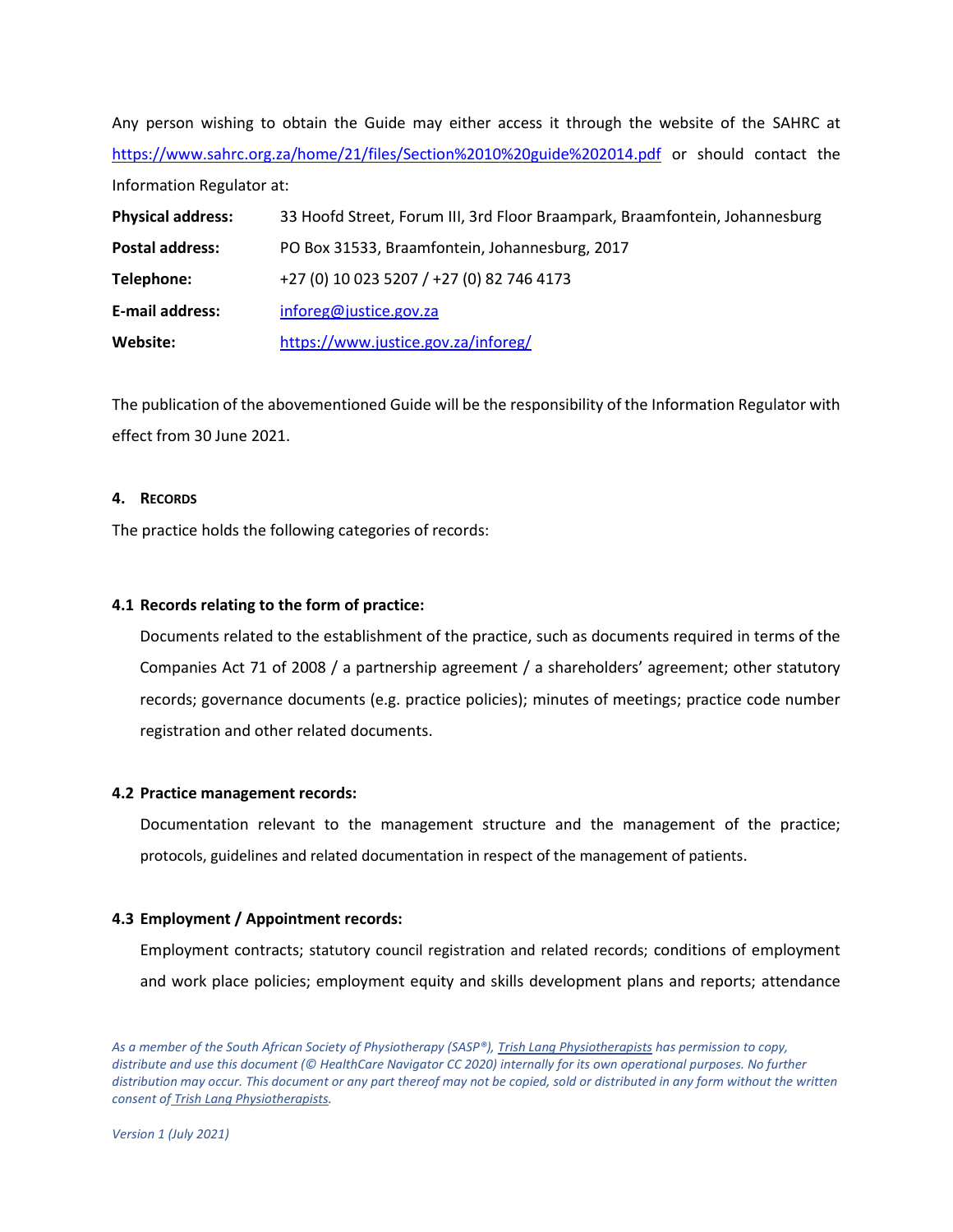Any person wishing to obtain the Guide may either access it through the website of the SAHRC at https://www.sahrc.org.za/home/21/files/Section%2010%20guide%202014.pdf or should contact the Information Regulator at:

| | |
|---|---|
| **Physical address:** | 33 Hoofd Street, Forum III, 3rd Floor Braampark, Braamfontein, Johannesburg |
| **Postal address:** | PO Box 31533, Braamfontein, Johannesburg, 2017 |
| **Telephone:** | +27 (0) 10 023 5207 / +27 (0) 82 746 4173 |
| **E-mail address:** | inforeg@justice.gov.za |
| **Website:** | https://www.justice.gov.za/inforeg/ |

The publication of the abovementioned Guide will be the responsibility of the Information Regulator with effect from 30 June 2021.

## 4. Records

The practice holds the following categories of records:

### 4.1 Records relating to the form of practice:

Documents related to the establishment of the practice, such as documents required in terms of the Companies Act 71 of 2008 / a partnership agreement / a shareholders' agreement; other statutory records; governance documents (e.g. practice policies); minutes of meetings; practice code number registration and other related documents.

### 4.2 Practice management records:

Documentation relevant to the management structure and the management of the practice; protocols, guidelines and related documentation in respect of the management of patients.

### 4.3 Employment / Appointment records:

Employment contracts; statutory council registration and related records; conditions of employment and work place policies; employment equity and skills development plans and reports; attendance

*As a member of the South African Society of Physiotherapy (SASP®), Trish Lang Physiotherapists has permission to copy, distribute and use this document (© HealthCare Navigator CC 2020) internally for its own operational purposes. No further distribution may occur. This document or any part thereof may not be copied, sold or distributed in any form without the written consent of Trish Lang Physiotherapists.*

*Version 1 (July 2021)*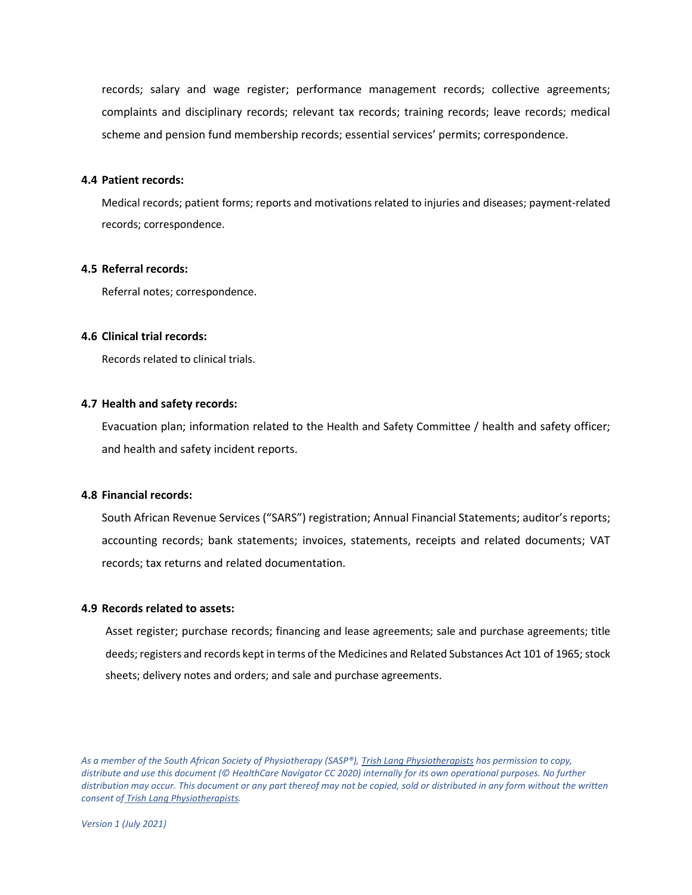records; salary and wage register; performance management records; collective agreements; complaints and disciplinary records; relevant tax records; training records; leave records; medical scheme and pension fund membership records; essential services' permits; correspondence.

**4.4 Patient records:**

Medical records; patient forms; reports and motivations related to injuries and diseases; payment-related records; correspondence.

**4.5 Referral records:**

Referral notes; correspondence.

**4.6 Clinical trial records:**

Records related to clinical trials.

**4.7 Health and safety records:**

Evacuation plan; information related to the Health and Safety Committee / health and safety officer; and health and safety incident reports.

**4.8 Financial records:**

South African Revenue Services ("SARS") registration; Annual Financial Statements; auditor's reports; accounting records; bank statements; invoices, statements, receipts and related documents; VAT records; tax returns and related documentation.

**4.9 Records related to assets:**

Asset register; purchase records; financing and lease agreements; sale and purchase agreements; title deeds; registers and records kept in terms of the Medicines and Related Substances Act 101 of 1965; stock sheets; delivery notes and orders; and sale and purchase agreements.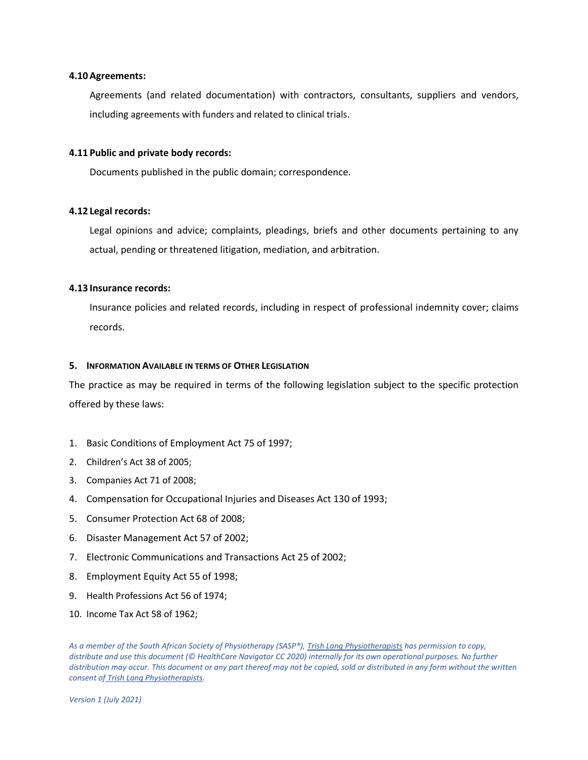**4.10 Agreements:**

Agreements (and related documentation) with contractors, consultants, suppliers and vendors, including agreements with funders and related to clinical trials.

**4.11 Public and private body records:**

Documents published in the public domain; correspondence.

**4.12 Legal records:**

Legal opinions and advice; complaints, pleadings, briefs and other documents pertaining to any actual, pending or threatened litigation, mediation, and arbitration.

**4.13 Insurance records:**

Insurance policies and related records, including in respect of professional indemnity cover; claims records.

**5. INFORMATION AVAILABLE IN TERMS OF OTHER LEGISLATION**

The practice as may be required in terms of the following legislation subject to the specific protection offered by these laws:

1. Basic Conditions of Employment Act 75 of 1997;
2. Children's Act 38 of 2005;
3. Companies Act 71 of 2008;
4. Compensation for Occupational Injuries and Diseases Act 130 of 1993;
5. Consumer Protection Act 68 of 2008;
6. Disaster Management Act 57 of 2002;
7. Electronic Communications and Transactions Act 25 of 2002;
8. Employment Equity Act 55 of 1998;
9. Health Professions Act 56 of 1974;
10. Income Tax Act 58 of 1962;

*As a member of the South African Society of Physiotherapy (SASP®), Trish Lang Physiotherapists has permission to copy, distribute and use this document (© HealthCare Navigator CC 2020) internally for its own operational purposes. No further distribution may occur. This document or any part thereof may not be copied, sold or distributed in any form without the written consent of Trish Lang Physiotherapists.*

*Version 1 (July 2021)*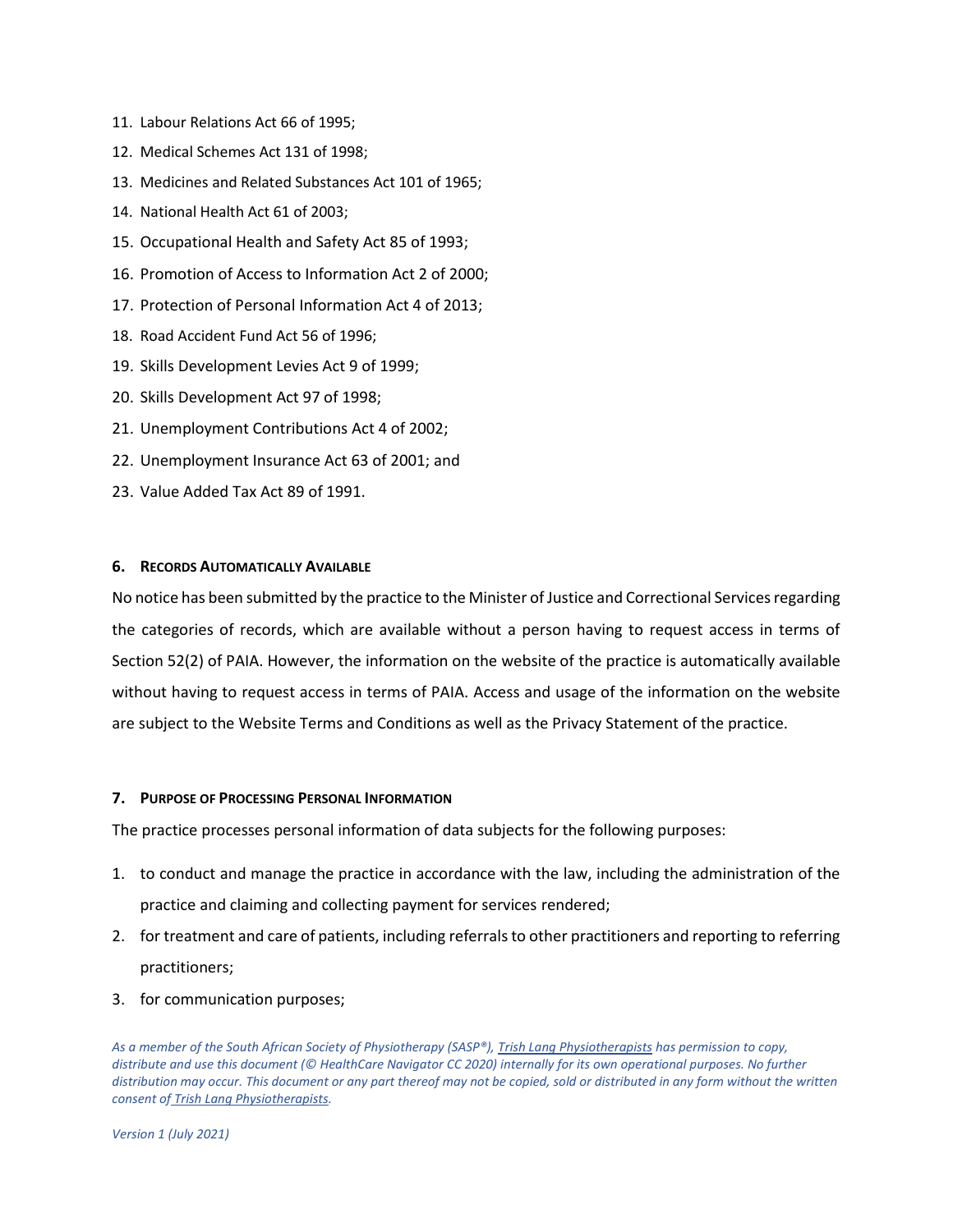11. Labour Relations Act 66 of 1995;
12. Medical Schemes Act 131 of 1998;
13. Medicines and Related Substances Act 101 of 1965;
14. National Health Act 61 of 2003;
15. Occupational Health and Safety Act 85 of 1993;
16. Promotion of Access to Information Act 2 of 2000;
17. Protection of Personal Information Act 4 of 2013;
18. Road Accident Fund Act 56 of 1996;
19. Skills Development Levies Act 9 of 1999;
20. Skills Development Act 97 of 1998;
21. Unemployment Contributions Act 4 of 2002;
22. Unemployment Insurance Act 63 of 2001; and
23. Value Added Tax Act 89 of 1991.

#### 6. RECORDS AUTOMATICALLY AVAILABLE

No notice has been submitted by the practice to the Minister of Justice and Correctional Services regarding the categories of records, which are available without a person having to request access in terms of Section 52(2) of PAIA. However, the information on the website of the practice is automatically available without having to request access in terms of PAIA. Access and usage of the information on the website are subject to the Website Terms and Conditions as well as the Privacy Statement of the practice.

#### 7. PURPOSE OF PROCESSING PERSONAL INFORMATION

The practice processes personal information of data subjects for the following purposes:

1. to conduct and manage the practice in accordance with the law, including the administration of the practice and claiming and collecting payment for services rendered;
2. for treatment and care of patients, including referrals to other practitioners and reporting to referring practitioners;
3. for communication purposes;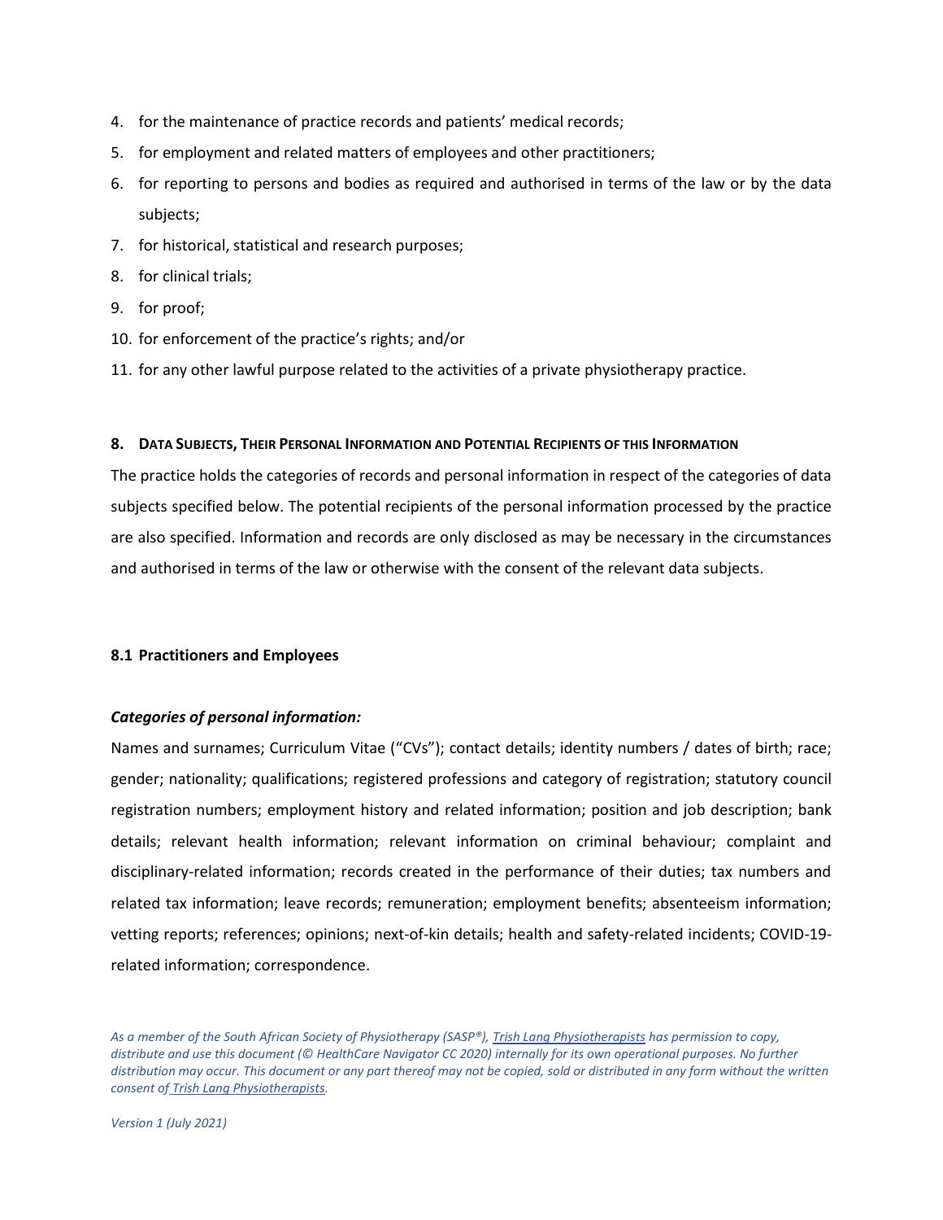4. for the maintenance of practice records and patients' medical records;
5. for employment and related matters of employees and other practitioners;
6. for reporting to persons and bodies as required and authorised in terms of the law or by the data subjects;
7. for historical, statistical and research purposes;
8. for clinical trials;
9. for proof;
10. for enforcement of the practice's rights; and/or
11. for any other lawful purpose related to the activities of a private physiotherapy practice.

## 8. Data Subjects, Their Personal Information and Potential Recipients of this Information

The practice holds the categories of records and personal information in respect of the categories of data subjects specified below. The potential recipients of the personal information processed by the practice are also specified. Information and records are only disclosed as may be necessary in the circumstances and authorised in terms of the law or otherwise with the consent of the relevant data subjects.

### 8.1 Practitioners and Employees

***Categories of personal information:***

Names and surnames; Curriculum Vitae ("CVs"); contact details; identity numbers / dates of birth; race; gender; nationality; qualifications; registered professions and category of registration; statutory council registration numbers; employment history and related information; position and job description; bank details; relevant health information; relevant information on criminal behaviour; complaint and disciplinary-related information; records created in the performance of their duties; tax numbers and related tax information; leave records; remuneration; employment benefits; absenteeism information; vetting reports; references; opinions; next-of-kin details; health and safety-related incidents; COVID-19-related information; correspondence.

*As a member of the South African Society of Physiotherapy (SASP®), Trish Lang Physiotherapists has permission to copy, distribute and use this document (© HealthCare Navigator CC 2020) internally for its own operational purposes. No further distribution may occur. This document or any part thereof may not be copied, sold or distributed in any form without the written consent of Trish Lang Physiotherapists.*

*Version 1 (July 2021)*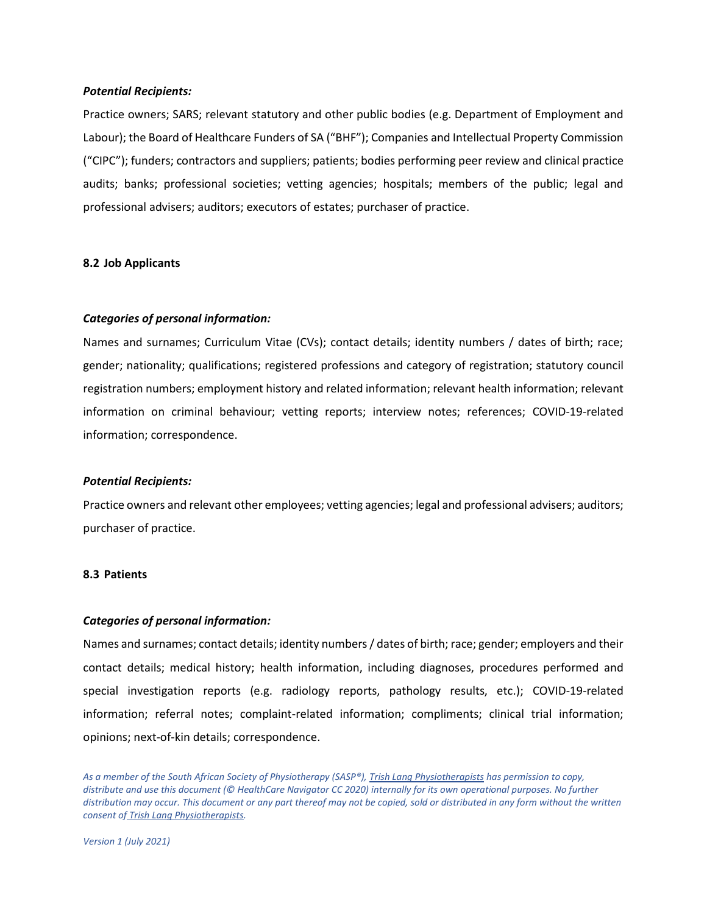***Potential Recipients:***

Practice owners; SARS; relevant statutory and other public bodies (e.g. Department of Employment and Labour); the Board of Healthcare Funders of SA ("BHF"); Companies and Intellectual Property Commission ("CIPC"); funders; contractors and suppliers; patients; bodies performing peer review and clinical practice audits; banks; professional societies; vetting agencies; hospitals; members of the public; legal and professional advisers; auditors; executors of estates; purchaser of practice.

**8.2 Job Applicants**

***Categories of personal information:***

Names and surnames; Curriculum Vitae (CVs); contact details; identity numbers / dates of birth; race; gender; nationality; qualifications; registered professions and category of registration; statutory council registration numbers; employment history and related information; relevant health information; relevant information on criminal behaviour; vetting reports; interview notes; references; COVID-19-related information; correspondence.

***Potential Recipients:***

Practice owners and relevant other employees; vetting agencies; legal and professional advisers; auditors; purchaser of practice.

**8.3 Patients**

***Categories of personal information:***

Names and surnames; contact details; identity numbers / dates of birth; race; gender; employers and their contact details; medical history; health information, including diagnoses, procedures performed and special investigation reports (e.g. radiology reports, pathology results, etc.); COVID-19-related information; referral notes; complaint-related information; compliments; clinical trial information; opinions; next-of-kin details; correspondence.

*As a member of the South African Society of Physiotherapy (SASP®), Trish Lang Physiotherapists has permission to copy, distribute and use this document (© HealthCare Navigator CC 2020) internally for its own operational purposes. No further distribution may occur. This document or any part thereof may not be copied, sold or distributed in any form without the written consent of Trish Lang Physiotherapists.*

*Version 1 (July 2021)*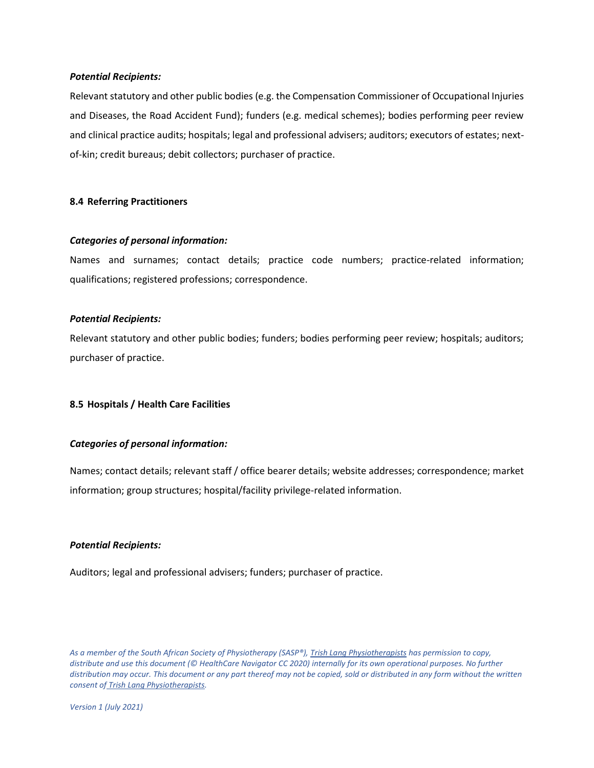***Potential Recipients:***

Relevant statutory and other public bodies (e.g. the Compensation Commissioner of Occupational Injuries and Diseases, the Road Accident Fund); funders (e.g. medical schemes); bodies performing peer review and clinical practice audits; hospitals; legal and professional advisers; auditors; executors of estates; next-of-kin; credit bureaus; debit collectors; purchaser of practice.

### 8.4 Referring Practitioners

***Categories of personal information:***

Names and surnames; contact details; practice code numbers; practice-related information; qualifications; registered professions; correspondence.

***Potential Recipients:***

Relevant statutory and other public bodies; funders; bodies performing peer review; hospitals; auditors; purchaser of practice.

### 8.5 Hospitals / Health Care Facilities

***Categories of personal information:***

Names; contact details; relevant staff / office bearer details; website addresses; correspondence; market information; group structures; hospital/facility privilege-related information.

***Potential Recipients:***

Auditors; legal and professional advisers; funders; purchaser of practice.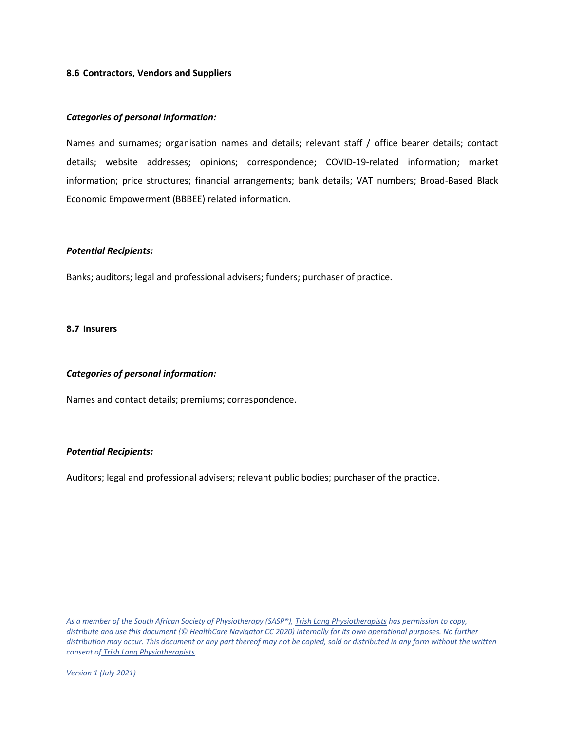### 8.6 Contractors, Vendors and Suppliers

***Categories of personal information:***

Names and surnames; organisation names and details; relevant staff / office bearer details; contact details; website addresses; opinions; correspondence; COVID-19-related information; market information; price structures; financial arrangements; bank details; VAT numbers; Broad-Based Black Economic Empowerment (BBBEE) related information.

***Potential Recipients:***

Banks; auditors; legal and professional advisers; funders; purchaser of practice.

### 8.7 Insurers

***Categories of personal information:***

Names and contact details; premiums; correspondence.

***Potential Recipients:***

Auditors; legal and professional advisers; relevant public bodies; purchaser of the practice.

*As a member of the South African Society of Physiotherapy (SASP®), Trish Lang Physiotherapists has permission to copy, distribute and use this document (© HealthCare Navigator CC 2020) internally for its own operational purposes. No further distribution may occur. This document or any part thereof may not be copied, sold or distributed in any form without the written consent of Trish Lang Physiotherapists.*

*Version 1 (July 2021)*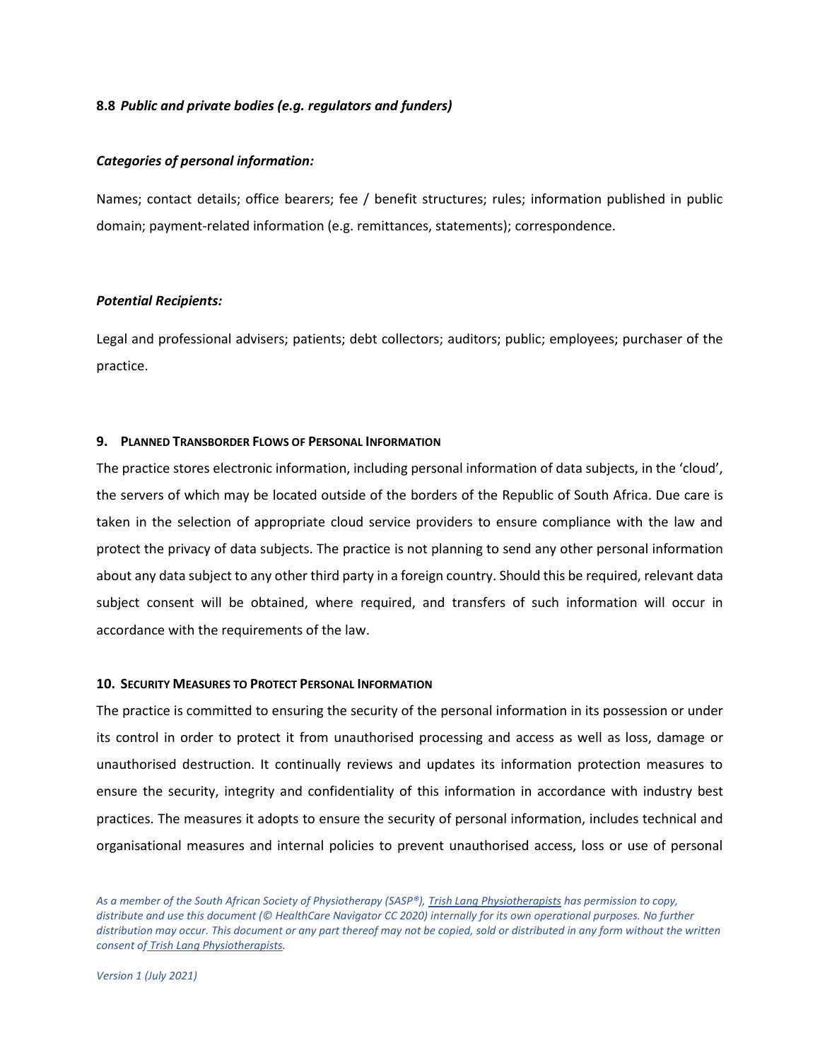**8.8** ***Public and private bodies (e.g. regulators and funders)***

***Categories of personal information:***

Names; contact details; office bearers; fee / benefit structures; rules; information published in public domain; payment-related information (e.g. remittances, statements); correspondence.

***Potential Recipients:***

Legal and professional advisers; patients; debt collectors; auditors; public; employees; purchaser of the practice.

## 9. PLANNED TRANSBORDER FLOWS OF PERSONAL INFORMATION

The practice stores electronic information, including personal information of data subjects, in the 'cloud', the servers of which may be located outside of the borders of the Republic of South Africa. Due care is taken in the selection of appropriate cloud service providers to ensure compliance with the law and protect the privacy of data subjects. The practice is not planning to send any other personal information about any data subject to any other third party in a foreign country. Should this be required, relevant data subject consent will be obtained, where required, and transfers of such information will occur in accordance with the requirements of the law.

## 10. SECURITY MEASURES TO PROTECT PERSONAL INFORMATION

The practice is committed to ensuring the security of the personal information in its possession or under its control in order to protect it from unauthorised processing and access as well as loss, damage or unauthorised destruction. It continually reviews and updates its information protection measures to ensure the security, integrity and confidentiality of this information in accordance with industry best practices. The measures it adopts to ensure the security of personal information, includes technical and organisational measures and internal policies to prevent unauthorised access, loss or use of personal

*As a member of the South African Society of Physiotherapy (SASP®), Trish Lang Physiotherapists has permission to copy, distribute and use this document (© HealthCare Navigator CC 2020) internally for its own operational purposes. No further distribution may occur. This document or any part thereof may not be copied, sold or distributed in any form without the written consent of Trish Lang Physiotherapists.*

*Version 1 (July 2021)*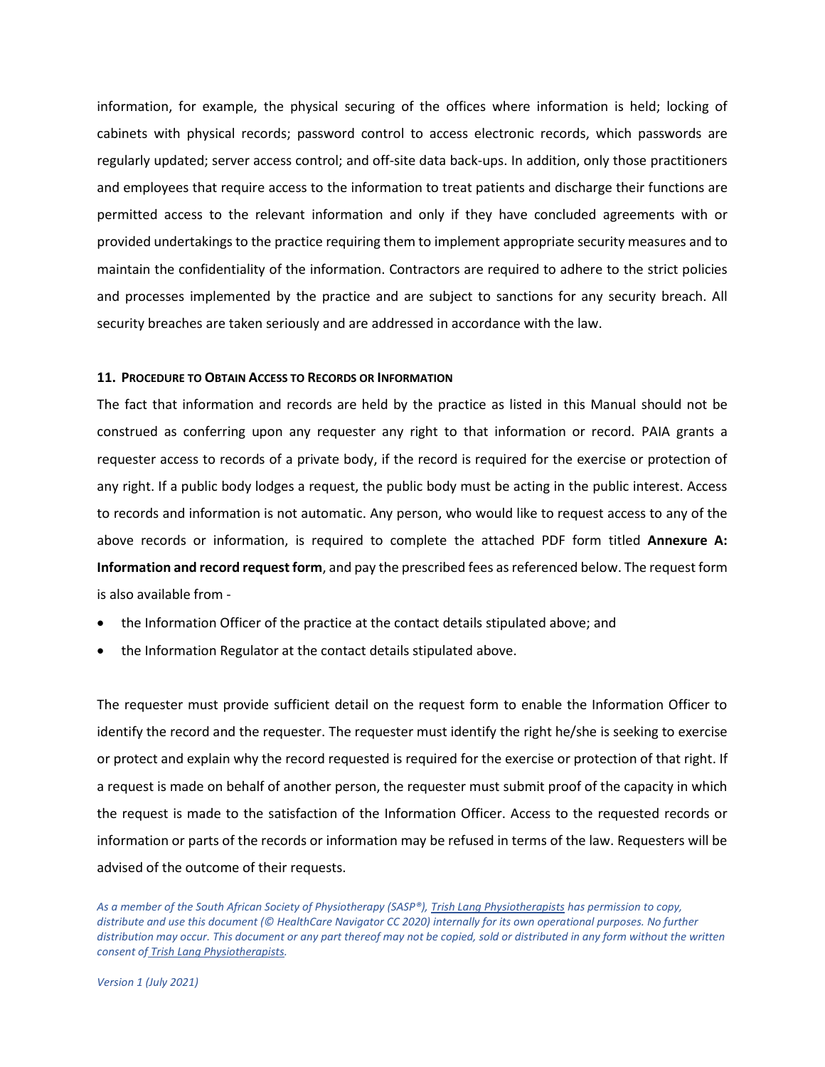information, for example, the physical securing of the offices where information is held; locking of cabinets with physical records; password control to access electronic records, which passwords are regularly updated; server access control; and off-site data back-ups. In addition, only those practitioners and employees that require access to the information to treat patients and discharge their functions are permitted access to the relevant information and only if they have concluded agreements with or provided undertakings to the practice requiring them to implement appropriate security measures and to maintain the confidentiality of the information. Contractors are required to adhere to the strict policies and processes implemented by the practice and are subject to sanctions for any security breach. All security breaches are taken seriously and are addressed in accordance with the law.

### 11. Procedure to Obtain Access to Records or Information

The fact that information and records are held by the practice as listed in this Manual should not be construed as conferring upon any requester any right to that information or record. PAIA grants a requester access to records of a private body, if the record is required for the exercise or protection of any right. If a public body lodges a request, the public body must be acting in the public interest. Access to records and information is not automatic. Any person, who would like to request access to any of the above records or information, is required to complete the attached PDF form titled **Annexure A: Information and record request form**, and pay the prescribed fees as referenced below. The request form is also available from -

- the Information Officer of the practice at the contact details stipulated above; and
- the Information Regulator at the contact details stipulated above.

The requester must provide sufficient detail on the request form to enable the Information Officer to identify the record and the requester. The requester must identify the right he/she is seeking to exercise or protect and explain why the record requested is required for the exercise or protection of that right. If a request is made on behalf of another person, the requester must submit proof of the capacity in which the request is made to the satisfaction of the Information Officer. Access to the requested records or information or parts of the records or information may be refused in terms of the law. Requesters will be advised of the outcome of their requests.

*As a member of the South African Society of Physiotherapy (SASP®), Trish Lang Physiotherapists has permission to copy, distribute and use this document (© HealthCare Navigator CC 2020) internally for its own operational purposes. No further distribution may occur. This document or any part thereof may not be copied, sold or distributed in any form without the written consent of Trish Lang Physiotherapists.*

*Version 1 (July 2021)*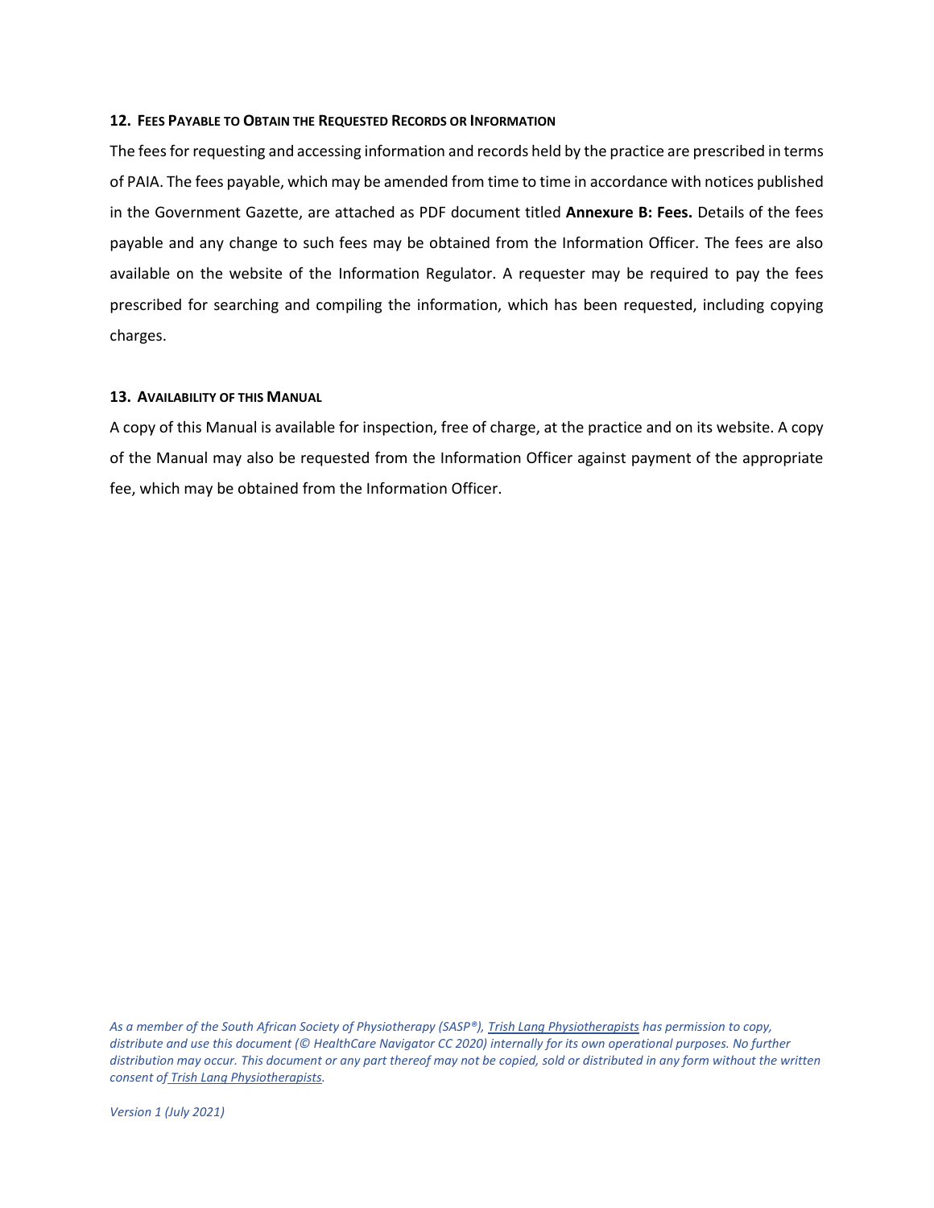## 12. Fees Payable to Obtain the Requested Records or Information

The fees for requesting and accessing information and records held by the practice are prescribed in terms of PAIA. The fees payable, which may be amended from time to time in accordance with notices published in the Government Gazette, are attached as PDF document titled **Annexure B: Fees.** Details of the fees payable and any change to such fees may be obtained from the Information Officer. The fees are also available on the website of the Information Regulator. A requester may be required to pay the fees prescribed for searching and compiling the information, which has been requested, including copying charges.

## 13. Availability of this Manual

A copy of this Manual is available for inspection, free of charge, at the practice and on its website. A copy of the Manual may also be requested from the Information Officer against payment of the appropriate fee, which may be obtained from the Information Officer.

*As a member of the South African Society of Physiotherapy (SASP®), Trish Lang Physiotherapists has permission to copy, distribute and use this document (© HealthCare Navigator CC 2020) internally for its own operational purposes. No further distribution may occur. This document or any part thereof may not be copied, sold or distributed in any form without the written consent of Trish Lang Physiotherapists.*

*Version 1 (July 2021)*